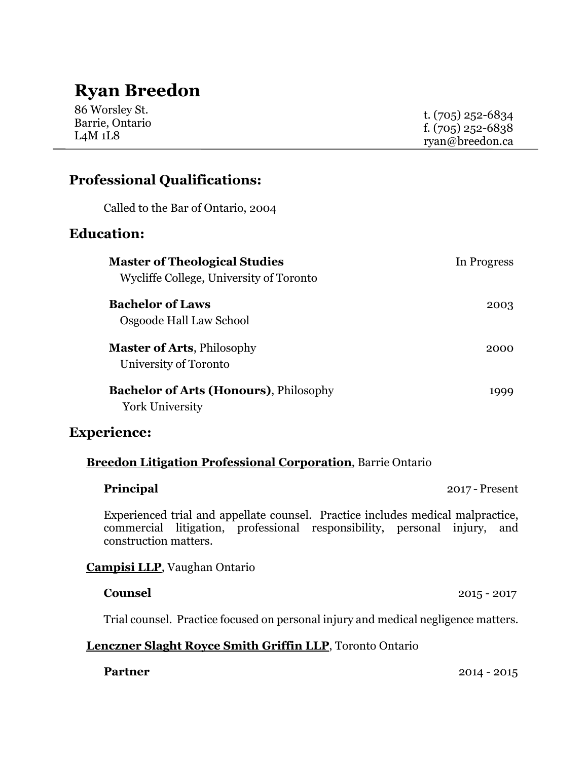# Ryan Breedon

86 Worsley St.
Barrie, Ontario
L4M 1L8

t. (705) 252-6834
f. (705) 252-6838
ryan@breedon.ca

---

## Professional Qualifications:

Called to the Bar of Ontario, 2004

## Education:

**Master of Theological Studies** — In Progress
Wycliffe College, University of Toronto

**Bachelor of Laws** — 2003
Osgoode Hall Law School

**Master of Arts**, Philosophy — 2000
University of Toronto

**Bachelor of Arts (Honours)**, Philosophy — 1999
York University

## Experience:

**Breedon Litigation Professional Corporation**, Barrie Ontario

**Principal** — 2017 - Present

Experienced trial and appellate counsel. Practice includes medical malpractice, commercial litigation, professional responsibility, personal injury, and construction matters.

**Campisi LLP**, Vaughan Ontario

**Counsel** — 2015 - 2017

Trial counsel. Practice focused on personal injury and medical negligence matters.

**Lenczner Slaght Royce Smith Griffin LLP**, Toronto Ontario

**Partner** — 2014 - 2015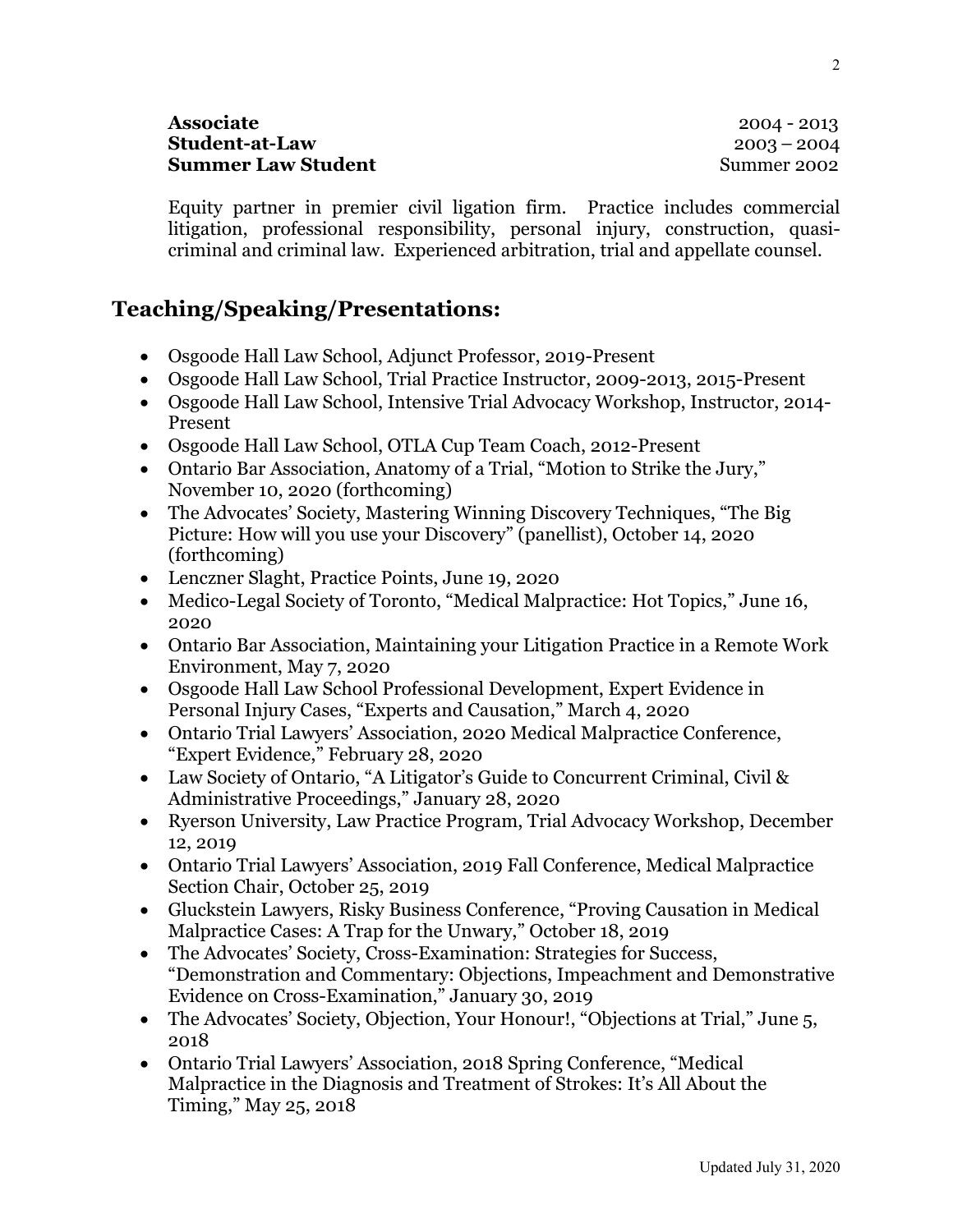**Associate** 2004 - 2013
**Student-at-Law** 2003 – 2004
**Summer Law Student** Summer 2002

Equity partner in premier civil ligation firm. Practice includes commercial litigation, professional responsibility, personal injury, construction, quasi-criminal and criminal law. Experienced arbitration, trial and appellate counsel.

## Teaching/Speaking/Presentations:

- Osgoode Hall Law School, Adjunct Professor, 2019-Present
- Osgoode Hall Law School, Trial Practice Instructor, 2009-2013, 2015-Present
- Osgoode Hall Law School, Intensive Trial Advocacy Workshop, Instructor, 2014-Present
- Osgoode Hall Law School, OTLA Cup Team Coach, 2012-Present
- Ontario Bar Association, Anatomy of a Trial, "Motion to Strike the Jury," November 10, 2020 (forthcoming)
- The Advocates' Society, Mastering Winning Discovery Techniques, "The Big Picture: How will you use your Discovery" (panellist), October 14, 2020 (forthcoming)
- Lenczner Slaght, Practice Points, June 19, 2020
- Medico-Legal Society of Toronto, "Medical Malpractice: Hot Topics," June 16, 2020
- Ontario Bar Association, Maintaining your Litigation Practice in a Remote Work Environment, May 7, 2020
- Osgoode Hall Law School Professional Development, Expert Evidence in Personal Injury Cases, "Experts and Causation," March 4, 2020
- Ontario Trial Lawyers' Association, 2020 Medical Malpractice Conference, "Expert Evidence," February 28, 2020
- Law Society of Ontario, "A Litigator's Guide to Concurrent Criminal, Civil & Administrative Proceedings," January 28, 2020
- Ryerson University, Law Practice Program, Trial Advocacy Workshop, December 12, 2019
- Ontario Trial Lawyers' Association, 2019 Fall Conference, Medical Malpractice Section Chair, October 25, 2019
- Gluckstein Lawyers, Risky Business Conference, "Proving Causation in Medical Malpractice Cases: A Trap for the Unwary," October 18, 2019
- The Advocates' Society, Cross-Examination: Strategies for Success, "Demonstration and Commentary: Objections, Impeachment and Demonstrative Evidence on Cross-Examination," January 30, 2019
- The Advocates' Society, Objection, Your Honour!, "Objections at Trial," June 5, 2018
- Ontario Trial Lawyers' Association, 2018 Spring Conference, "Medical Malpractice in the Diagnosis and Treatment of Strokes: It's All About the Timing," May 25, 2018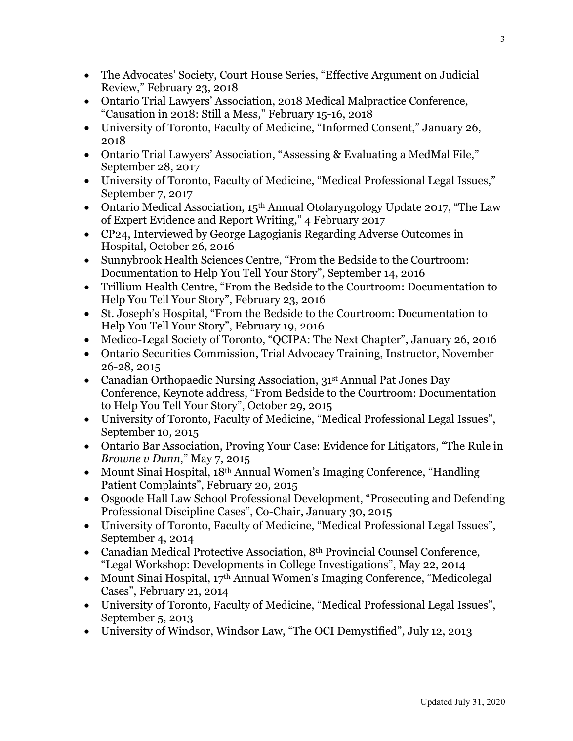- The Advocates' Society, Court House Series, "Effective Argument on Judicial Review," February 23, 2018
- Ontario Trial Lawyers' Association, 2018 Medical Malpractice Conference, "Causation in 2018: Still a Mess," February 15-16, 2018
- University of Toronto, Faculty of Medicine, "Informed Consent," January 26, 2018
- Ontario Trial Lawyers' Association, "Assessing & Evaluating a MedMal File," September 28, 2017
- University of Toronto, Faculty of Medicine, "Medical Professional Legal Issues," September 7, 2017
- Ontario Medical Association, 15th Annual Otolaryngology Update 2017, "The Law of Expert Evidence and Report Writing," 4 February 2017
- CP24, Interviewed by George Lagogianis Regarding Adverse Outcomes in Hospital, October 26, 2016
- Sunnybrook Health Sciences Centre, "From the Bedside to the Courtroom: Documentation to Help You Tell Your Story", September 14, 2016
- Trillium Health Centre, "From the Bedside to the Courtroom: Documentation to Help You Tell Your Story", February 23, 2016
- St. Joseph's Hospital, "From the Bedside to the Courtroom: Documentation to Help You Tell Your Story", February 19, 2016
- Medico-Legal Society of Toronto, "QCIPA: The Next Chapter", January 26, 2016
- Ontario Securities Commission, Trial Advocacy Training, Instructor, November 26-28, 2015
- Canadian Orthopaedic Nursing Association, 31st Annual Pat Jones Day Conference, Keynote address, "From Bedside to the Courtroom: Documentation to Help You Tell Your Story", October 29, 2015
- University of Toronto, Faculty of Medicine, "Medical Professional Legal Issues", September 10, 2015
- Ontario Bar Association, Proving Your Case: Evidence for Litigators, "The Rule in *Browne v Dunn*," May 7, 2015
- Mount Sinai Hospital, 18th Annual Women's Imaging Conference, "Handling Patient Complaints", February 20, 2015
- Osgoode Hall Law School Professional Development, "Prosecuting and Defending Professional Discipline Cases", Co-Chair, January 30, 2015
- University of Toronto, Faculty of Medicine, "Medical Professional Legal Issues", September 4, 2014
- Canadian Medical Protective Association, 8th Provincial Counsel Conference, "Legal Workshop: Developments in College Investigations", May 22, 2014
- Mount Sinai Hospital, 17th Annual Women's Imaging Conference, "Medicolegal Cases", February 21, 2014
- University of Toronto, Faculty of Medicine, "Medical Professional Legal Issues", September 5, 2013
- University of Windsor, Windsor Law, "The OCI Demystified", July 12, 2013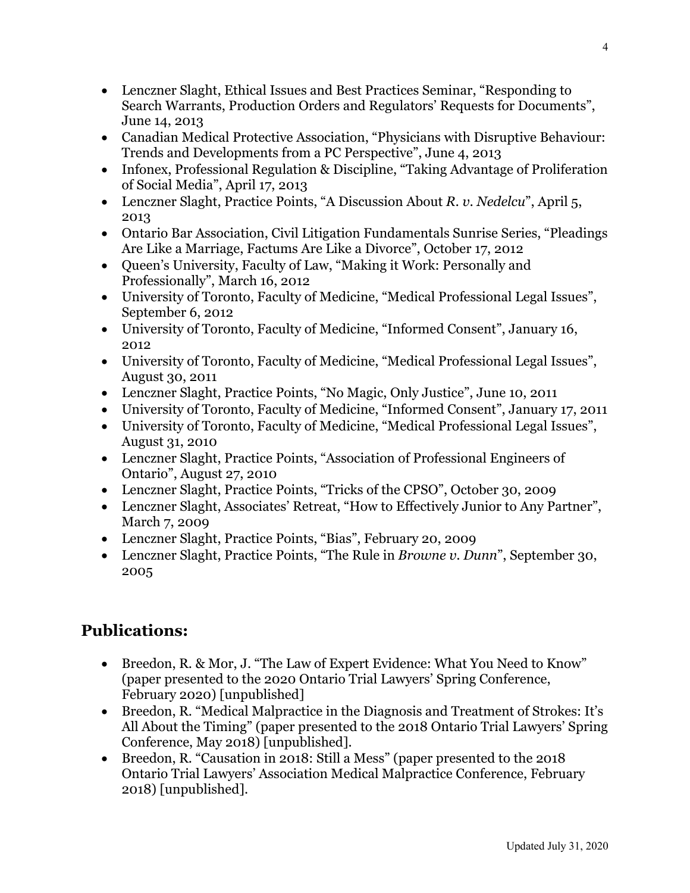- Lenczner Slaght, Ethical Issues and Best Practices Seminar, "Responding to Search Warrants, Production Orders and Regulators' Requests for Documents", June 14, 2013
- Canadian Medical Protective Association, "Physicians with Disruptive Behaviour: Trends and Developments from a PC Perspective", June 4, 2013
- Infonex, Professional Regulation & Discipline, "Taking Advantage of Proliferation of Social Media", April 17, 2013
- Lenczner Slaght, Practice Points, "A Discussion About *R. v. Nedelcu*", April 5, 2013
- Ontario Bar Association, Civil Litigation Fundamentals Sunrise Series, "Pleadings Are Like a Marriage, Factums Are Like a Divorce", October 17, 2012
- Queen's University, Faculty of Law, "Making it Work: Personally and Professionally", March 16, 2012
- University of Toronto, Faculty of Medicine, "Medical Professional Legal Issues", September 6, 2012
- University of Toronto, Faculty of Medicine, "Informed Consent", January 16, 2012
- University of Toronto, Faculty of Medicine, "Medical Professional Legal Issues", August 30, 2011
- Lenczner Slaght, Practice Points, "No Magic, Only Justice", June 10, 2011
- University of Toronto, Faculty of Medicine, "Informed Consent", January 17, 2011
- University of Toronto, Faculty of Medicine, "Medical Professional Legal Issues", August 31, 2010
- Lenczner Slaght, Practice Points, "Association of Professional Engineers of Ontario", August 27, 2010
- Lenczner Slaght, Practice Points, "Tricks of the CPSO", October 30, 2009
- Lenczner Slaght, Associates' Retreat, "How to Effectively Junior to Any Partner", March 7, 2009
- Lenczner Slaght, Practice Points, "Bias", February 20, 2009
- Lenczner Slaght, Practice Points, "The Rule in *Browne v. Dunn*", September 30, 2005

## Publications:

- Breedon, R. & Mor, J. "The Law of Expert Evidence: What You Need to Know" (paper presented to the 2020 Ontario Trial Lawyers' Spring Conference, February 2020) [unpublished]
- Breedon, R. "Medical Malpractice in the Diagnosis and Treatment of Strokes: It's All About the Timing" (paper presented to the 2018 Ontario Trial Lawyers' Spring Conference, May 2018) [unpublished].
- Breedon, R. "Causation in 2018: Still a Mess" (paper presented to the 2018 Ontario Trial Lawyers' Association Medical Malpractice Conference, February 2018) [unpublished].

Updated July 31, 2020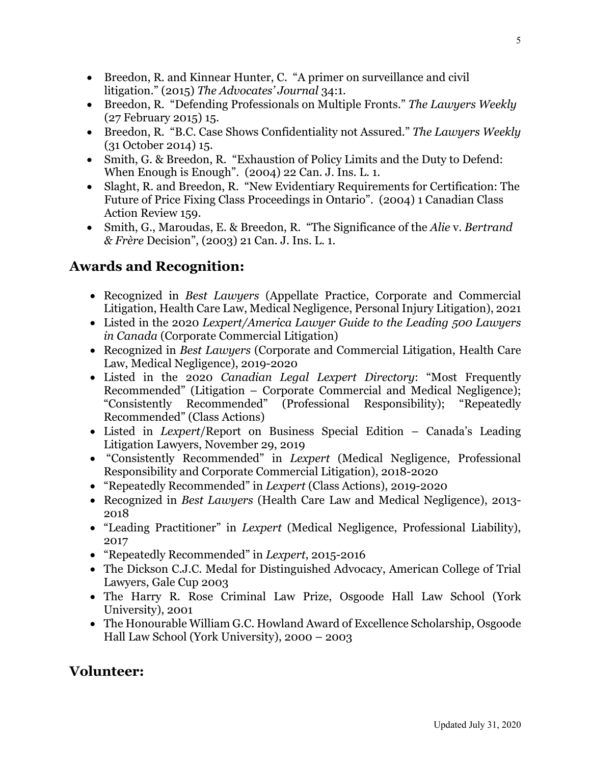- Breedon, R. and Kinnear Hunter, C. "A primer on surveillance and civil litigation." (2015) *The Advocates' Journal* 34:1.
- Breedon, R. "Defending Professionals on Multiple Fronts." *The Lawyers Weekly* (27 February 2015) 15.
- Breedon, R. "B.C. Case Shows Confidentiality not Assured." *The Lawyers Weekly* (31 October 2014) 15.
- Smith, G. & Breedon, R. "Exhaustion of Policy Limits and the Duty to Defend: When Enough is Enough". (2004) 22 Can. J. Ins. L. 1.
- Slaght, R. and Breedon, R. "New Evidentiary Requirements for Certification: The Future of Price Fixing Class Proceedings in Ontario". (2004) 1 Canadian Class Action Review 159.
- Smith, G., Maroudas, E. & Breedon, R. "The Significance of the *Alie* v. *Bertrand & Frère* Decision", (2003) 21 Can. J. Ins. L. 1.

## Awards and Recognition:

- Recognized in *Best Lawyers* (Appellate Practice, Corporate and Commercial Litigation, Health Care Law, Medical Negligence, Personal Injury Litigation), 2021
- Listed in the 2020 *Lexpert/America Lawyer Guide to the Leading 500 Lawyers in Canada* (Corporate Commercial Litigation)
- Recognized in *Best Lawyers* (Corporate and Commercial Litigation, Health Care Law, Medical Negligence), 2019-2020
- Listed in the 2020 *Canadian Legal Lexpert Directory*: "Most Frequently Recommended" (Litigation – Corporate Commercial and Medical Negligence); "Consistently Recommended" (Professional Responsibility); "Repeatedly Recommended" (Class Actions)
- Listed in *Lexpert*/Report on Business Special Edition – Canada's Leading Litigation Lawyers, November 29, 2019
- "Consistently Recommended" in *Lexpert* (Medical Negligence, Professional Responsibility and Corporate Commercial Litigation), 2018-2020
- "Repeatedly Recommended" in *Lexpert* (Class Actions), 2019-2020
- Recognized in *Best Lawyers* (Health Care Law and Medical Negligence), 2013-2018
- "Leading Practitioner" in *Lexpert* (Medical Negligence, Professional Liability), 2017
- "Repeatedly Recommended" in *Lexpert*, 2015-2016
- The Dickson C.J.C. Medal for Distinguished Advocacy, American College of Trial Lawyers, Gale Cup 2003
- The Harry R. Rose Criminal Law Prize, Osgoode Hall Law School (York University), 2001
- The Honourable William G.C. Howland Award of Excellence Scholarship, Osgoode Hall Law School (York University), 2000 – 2003

## Volunteer: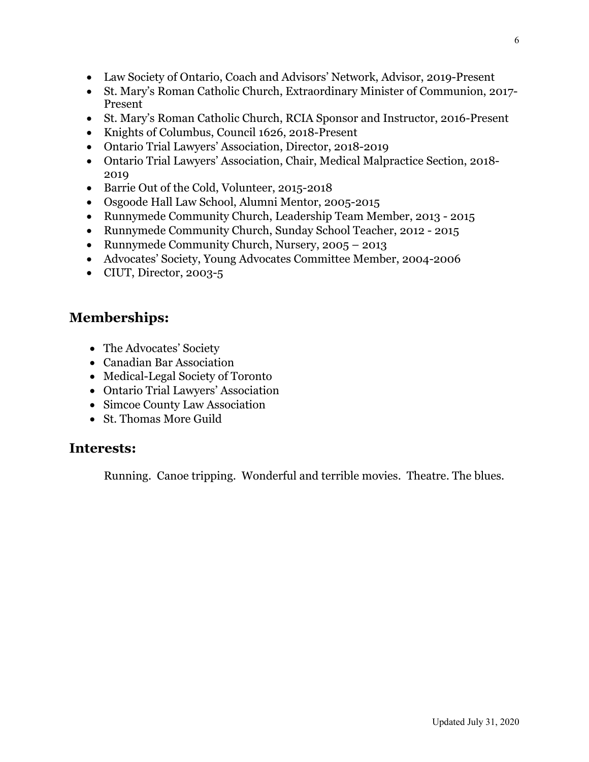- Law Society of Ontario, Coach and Advisors' Network, Advisor, 2019-Present
- St. Mary's Roman Catholic Church, Extraordinary Minister of Communion, 2017-Present
- St. Mary's Roman Catholic Church, RCIA Sponsor and Instructor, 2016-Present
- Knights of Columbus, Council 1626, 2018-Present
- Ontario Trial Lawyers' Association, Director, 2018-2019
- Ontario Trial Lawyers' Association, Chair, Medical Malpractice Section, 2018-2019
- Barrie Out of the Cold, Volunteer, 2015-2018
- Osgoode Hall Law School, Alumni Mentor, 2005-2015
- Runnymede Community Church, Leadership Team Member, 2013 - 2015
- Runnymede Community Church, Sunday School Teacher, 2012 - 2015
- Runnymede Community Church, Nursery, 2005 – 2013
- Advocates' Society, Young Advocates Committee Member, 2004-2006
- CIUT, Director, 2003-5

## Memberships:

- The Advocates' Society
- Canadian Bar Association
- Medical-Legal Society of Toronto
- Ontario Trial Lawyers' Association
- Simcoe County Law Association
- St. Thomas More Guild

## Interests:

Running. Canoe tripping. Wonderful and terrible movies. Theatre. The blues.

Updated July 31, 2020